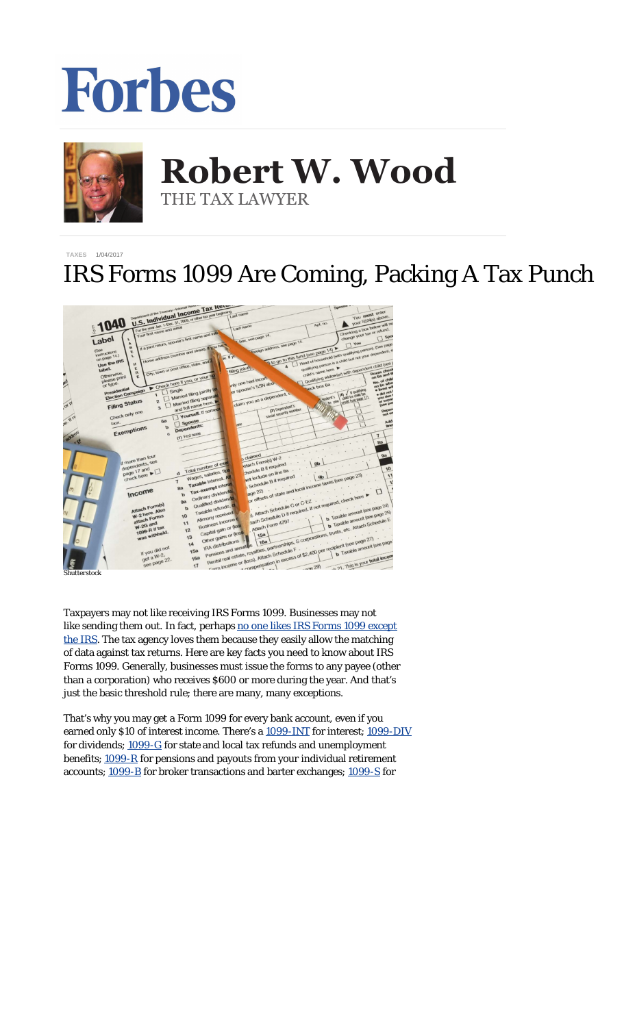# Forbes

**Robert W. Wood**

THE TAX LAWYER

TAXES 1/04/2017

# IRS Forms 1099 Are Coming, Packing A Tax Punch

Shutterstock

Taxpayers may not like receiving IRS Forms 1099. Businesses may not like sending them out. In fact, perhaps no one likes IRS Forms 1099 except the IRS. The tax agency loves them because they easily allow the matching of data against tax returns. Here are key facts you need to know about IRS Forms 1099. Generally, businesses must issue the forms to any payee (other than a corporation) who receives $600 or more during the year. And that's just the basic threshold rule; there are many, many exceptions.

That's why you may get a Form 1099 for every bank account, even if you earned only $10 of interest income. There's a 1099-INT for interest; 1099-DIV for dividends; 1099-G for state and local tax refunds and unemployment benefits; 1099-R for pensions and payouts from your individual retirement accounts; 1099-B for broker transactions and barter exchanges; 1099-S for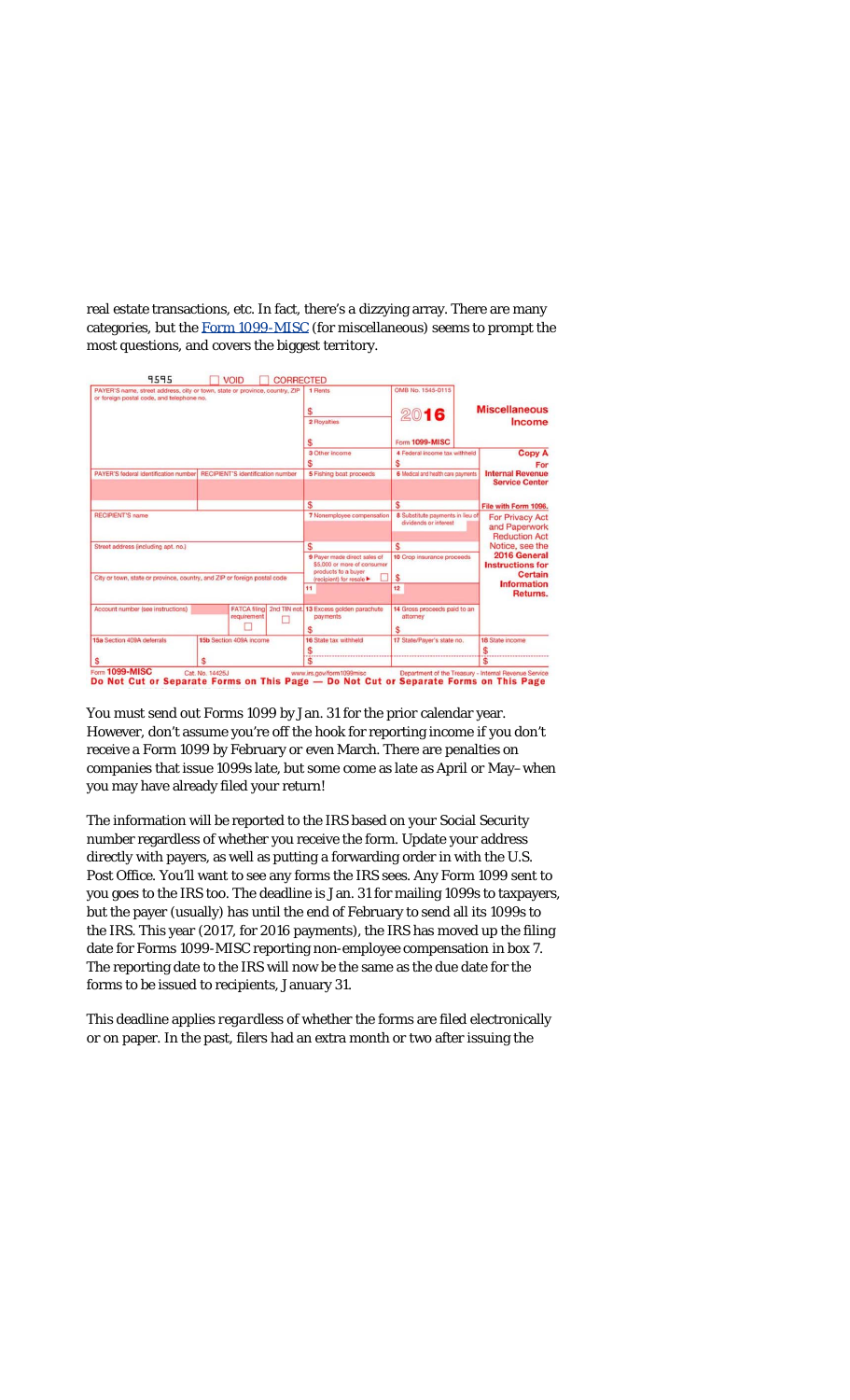real estate transactions, etc. In fact, there's a dizzying array. There are many categories, but the Form 1099-MISC (for miscellaneous) seems to prompt the most questions, and covers the biggest territory.

You must send out Forms 1099 by Jan. 31 for the prior calendar year. However, don't assume you're off the hook for reporting income if you don't receive a Form 1099 by February or even March. There are penalties on companies that issue 1099s late, but some come as late as April or May–when you may have already filed your return!

The information will be reported to the IRS based on your Social Security number regardless of whether you receive the form. Update your address directly with payers, as well as putting a forwarding order in with the U.S. Post Office. You'll want to see any forms the IRS sees. Any Form 1099 sent to you goes to the IRS too. The deadline is Jan. 31 for mailing 1099s to taxpayers, but the payer (usually) has until the end of February to send all its 1099s to the IRS. This year (2017, for 2016 payments), the IRS has moved up the filing date for Forms 1099-MISC reporting non-employee compensation in box 7. The reporting date to the IRS will now be the same as the due date for the forms to be issued to recipients, January 31.

This deadline applies *regardless* of whether the forms are filed electronically or on paper. In the past, filers had an extra month or two after issuing the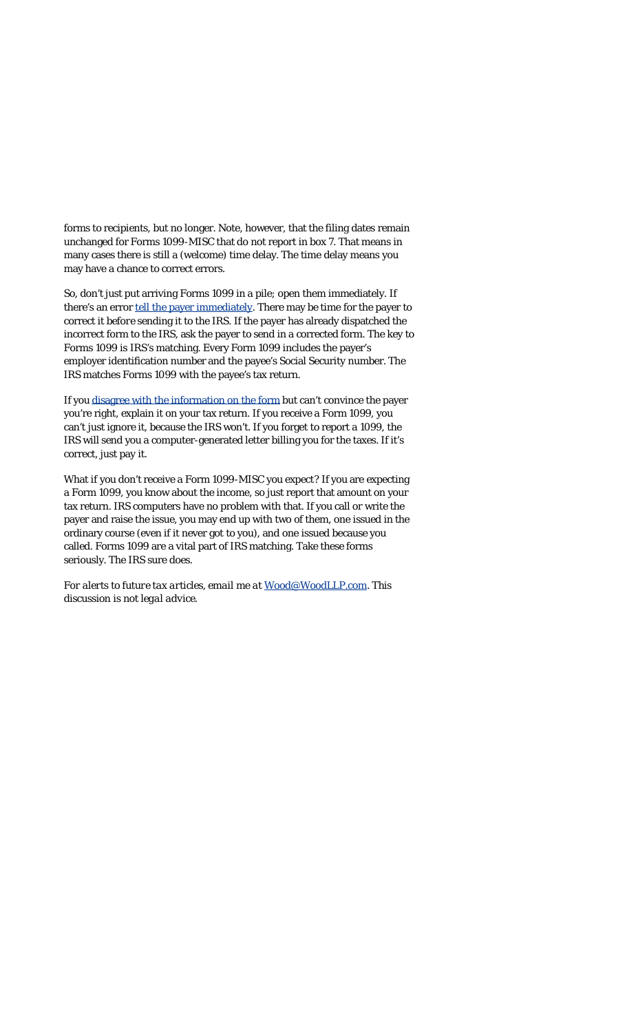forms to recipients, but no longer. Note, however, that the filing dates remain unchanged for Forms 1099-MISC that do not report in box 7. That means in many cases there is still a (welcome) time delay. The time delay means you may have a chance to correct errors.

So, don't just put arriving Forms 1099 in a pile; open them immediately. If there's an error [tell the payer immediately](). There may be time for the payer to correct it *before* sending it to the IRS. If the payer has already dispatched the incorrect form to the IRS, ask the payer to send in a corrected form. The key to Forms 1099 is IRS's matching. Every Form 1099 includes the payer's employer identification number and the payee's Social Security number. The IRS matches Forms 1099 with the payee's tax return.

If you [disagree with the information on the form]() but can't convince the payer you're right, explain it on your tax return. If you receive a Form 1099, you can't just ignore it, because the IRS won't. If you forget to report a 1099, the IRS will send you a computer-generated letter billing you for the taxes. If it's correct, just pay it.

What if you don't receive a Form 1099-MISC you expect? If you are expecting a Form 1099, you know about the income, so just report that amount on your tax return. IRS computers have no problem with that. If you call or write the payer and raise the issue, you may end up with two of them, one issued in the ordinary course (even if it never got to you), and one issued because you called. Forms 1099 are a vital part of IRS matching. Take these forms seriously. The IRS sure does.

*For alerts to future tax articles, email me at* [Wood@WoodLLP.com](mailto:Wood@WoodLLP.com)*. This discussion is not legal advice.*